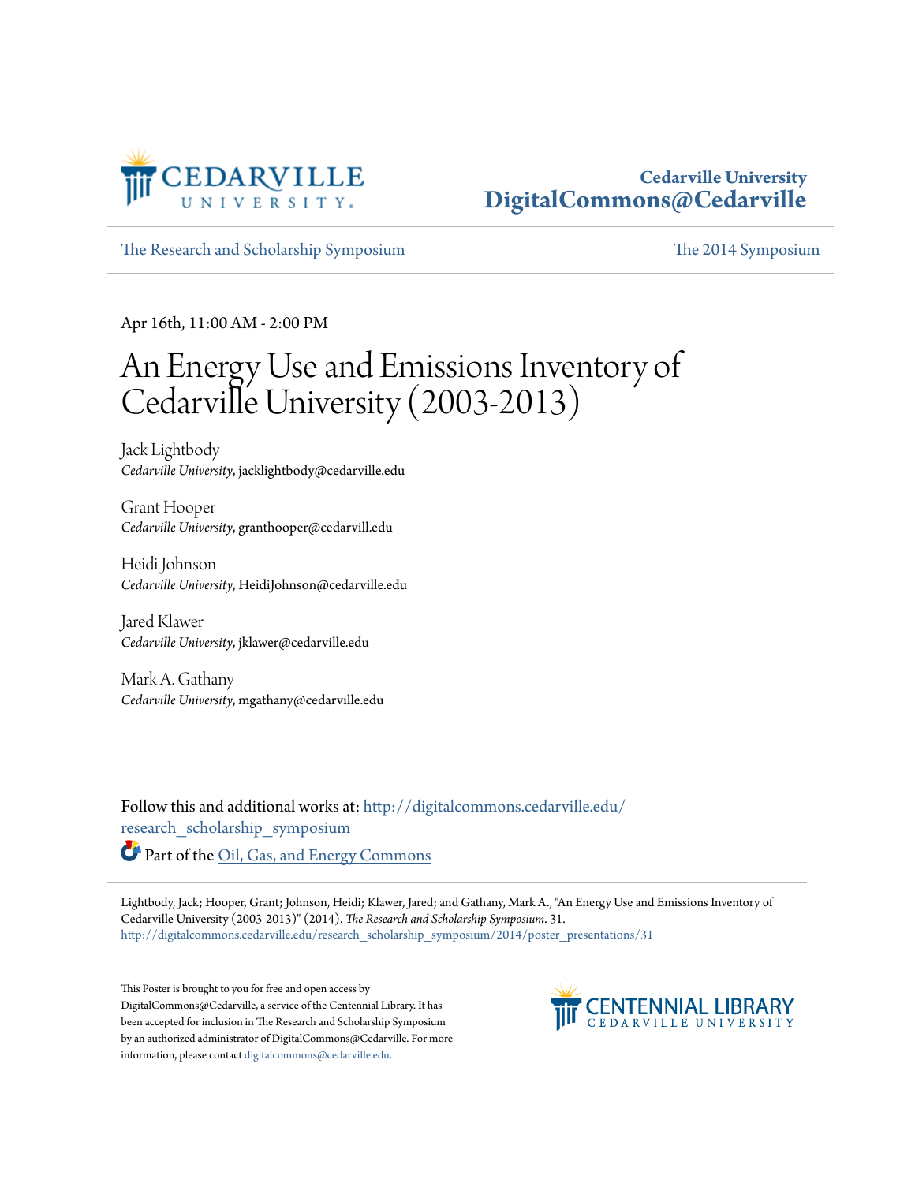Cedarville University
DigitalCommons@Cedarville

The Research and Scholarship Symposium | The 2014 Symposium

Apr 16th, 11:00 AM - 2:00 PM

# An Energy Use and Emissions Inventory of Cedarville University (2003-2013)

Jack Lightbody
*Cedarville University*, jacklightbody@cedarville.edu

Grant Hooper
*Cedarville University*, granthooper@cedarvill.edu

Heidi Johnson
*Cedarville University*, HeidiJohnson@cedarville.edu

Jared Klawer
*Cedarville University*, jklawer@cedarville.edu

Mark A. Gathany
*Cedarville University*, mgathany@cedarville.edu

Follow this and additional works at: http://digitalcommons.cedarville.edu/research_scholarship_symposium

Part of the Oil, Gas, and Energy Commons

Lightbody, Jack; Hooper, Grant; Johnson, Heidi; Klawer, Jared; and Gathany, Mark A., "An Energy Use and Emissions Inventory of Cedarville University (2003-2013)" (2014). *The Research and Scholarship Symposium*. 31.
http://digitalcommons.cedarville.edu/research_scholarship_symposium/2014/poster_presentations/31

This Poster is brought to you for free and open access by DigitalCommons@Cedarville, a service of the Centennial Library. It has been accepted for inclusion in The Research and Scholarship Symposium by an authorized administrator of DigitalCommons@Cedarville. For more information, please contact digitalcommons@cedarville.edu.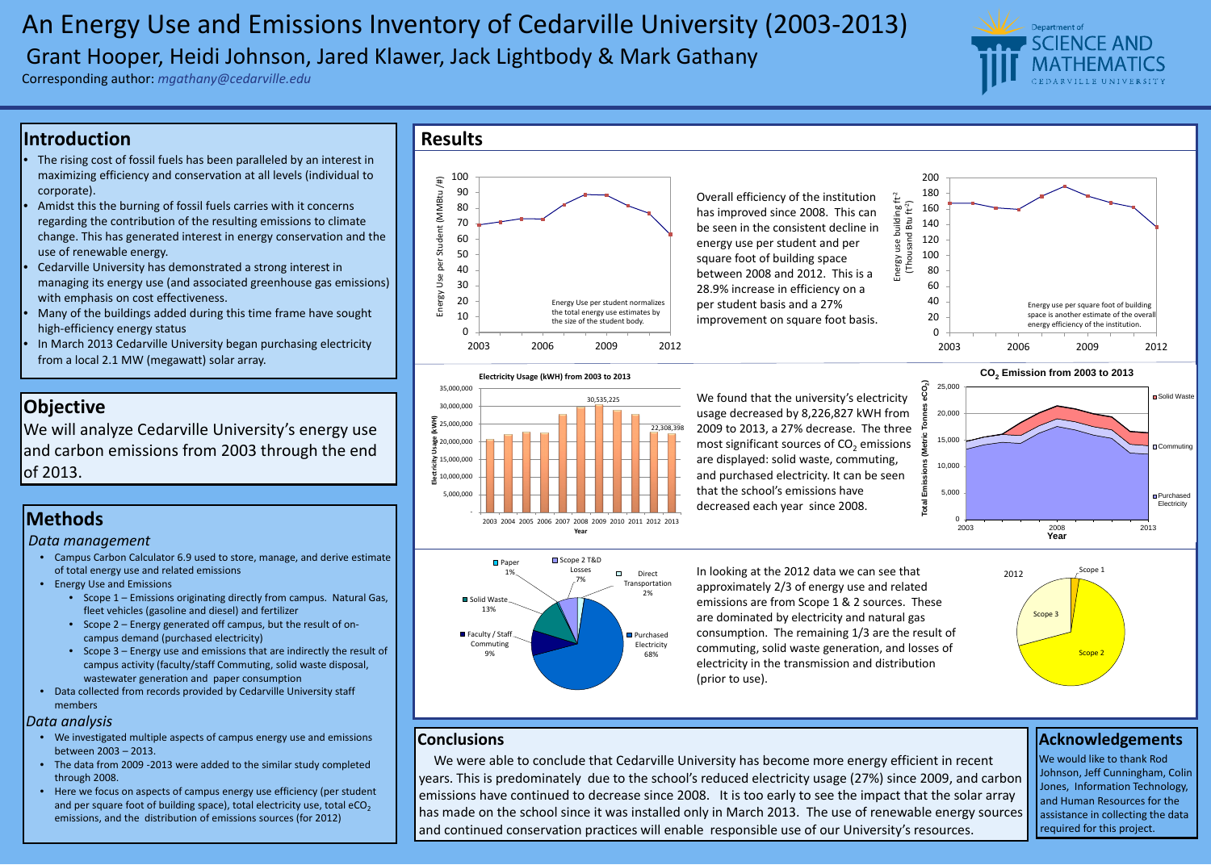# An Energy Use and Emissions Inventory of Cedarville University (2003-2013)

Grant Hooper, Heidi Johnson, Jared Klawer, Jack Lightbody & Mark Gathany

Corresponding author: *mgathany@cedarville.edu*

Department of SCIENCE AND MATHEMATICS
CEDARVILLE UNIVERSITY

## Introduction

- The rising cost of fossil fuels has been paralleled by an interest in maximizing efficiency and conservation at all levels (individual to corporate).
- Amidst this the burning of fossil fuels carries with it concerns regarding the contribution of the resulting emissions to climate change. This has generated interest in energy conservation and the use of renewable energy.
- Cedarville University has demonstrated a strong interest in managing its energy use (and associated greenhouse gas emissions) with emphasis on cost effectiveness.
- Many of the buildings added during this time frame have sought high-efficiency energy status
- In March 2013 Cedarville University began purchasing electricity from a local 2.1 MW (megawatt) solar array.

## Objective

We will analyze Cedarville University's energy use and carbon emissions from 2003 through the end of 2013.

## Methods

### *Data management*

- Campus Carbon Calculator 6.9 used to store, manage, and derive estimate of total energy use and related emissions
- Energy Use and Emissions
  - Scope 1 – Emissions originating directly from campus. Natural Gas, fleet vehicles (gasoline and diesel) and fertilizer
  - Scope 2 – Energy generated off campus, but the result of on-campus demand (purchased electricity)
  - Scope 3 – Energy use and emissions that are indirectly the result of campus activity (faculty/staff Commuting, solid waste disposal, wastewater generation and paper consumption
- Data collected from records provided by Cedarville University staff members

### *Data analysis*

- We investigated multiple aspects of campus energy use and emissions between 2003 – 2013.
- The data from 2009 -2013 were added to the similar study completed through 2008.
- Here we focus on aspects of campus energy use efficiency (per student and per square foot of building space), total electricity use, total $eCO_2$ emissions, and the distribution of emissions sources (for 2012)

## Results

Energy Use per Student (MMBtu / #)
0 10 20 30 40 50 60 70 80 90 100
2003 2006 2009 2012
Energy Use per student normalizes the total energy use estimates by the size of the student body.

Overall efficiency of the institution has improved since 2008. This can be seen in the consistent decline in energy use per student and per square foot of building space between 2008 and 2012. This is a 28.9% increase in efficiency on a per student basis and a 27% improvement on square foot basis.

Energy use building ft$^{-2}$ (Thousand Btu ft$^{-2}$)
0 20 40 60 80 100 120 140 160 180 200
2003 2006 2009 2012
Energy use per square foot of building space is another estimate of the overall energy efficiency of the institution.

Electricity Usage (kWH) from 2003 to 2013
Electricity Usage (kWH)
- 5,000,000 10,000,000 15,000,000 20,000,000 25,000,000 30,000,000 35,000,000
30,535,225
22,308,398
2003 2004 2005 2006 2007 2008 2009 2010 2011 2012 2013
Year

We found that the university's electricity usage decreased by 8,226,827 kWH from 2009 to 2013, a 27% decrease. The three most significant sources of $CO_2$ emissions are displayed: solid waste, commuting, and purchased electricity. It can be seen that the school's emissions have decreased each year since 2008.

$CO_2$ Emission from 2003 to 2013
Total Emissions (Metric Tonnes $eCO_2$)
0 5,000 10,000 15,000 20,000 25,000
2003 2008 2013
Year
Solid Waste
Commuting
Purchased Electricity

Paper 1%
Scope 2 T&D Losses 7%
Direct Transportation 2%
Solid Waste 13%
Faculty / Staff Commuting 9%
Purchased Electricity 68%

In looking at the 2012 data we can see that approximately 2/3 of energy use and related emissions are from Scope 1 & 2 sources. These are dominated by electricity and natural gas consumption. The remaining 1/3 are the result of commuting, solid waste generation, and losses of electricity in the transmission and distribution (prior to use).

2012
Scope 1
Scope 2
Scope 3

## Conclusions

We were able to conclude that Cedarville University has become more energy efficient in recent years. This is predominately due to the school's reduced electricity usage (27%) since 2009, and carbon emissions have continued to decrease since 2008. It is too early to see the impact that the solar array has made on the school since it was installed only in March 2013. The use of renewable energy sources and continued conservation practices will enable responsible use of our University's resources.

## Acknowledgements

We would like to thank Rod Johnson, Jeff Cunningham, Colin Jones, Information Technology, and Human Resources for the assistance in collecting the data required for this project.